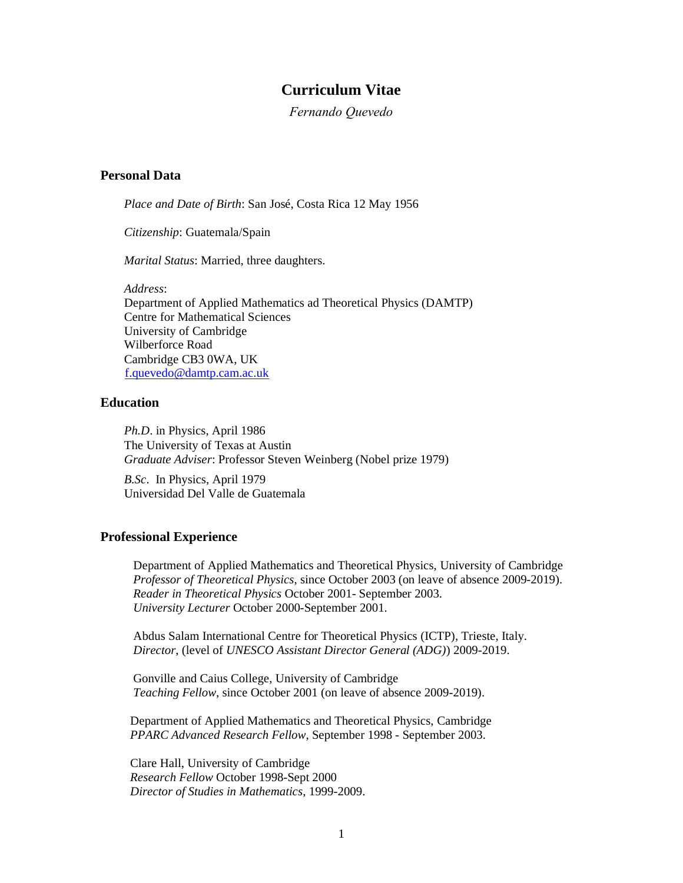# Curriculum Vitae

*Fernando Quevedo*

## Personal Data

*Place and Date of Birth*: San José, Costa Rica 12 May 1956

*Citizenship*: Guatemala/Spain

*Marital Status*: Married, three daughters.

*Address*:
Department of Applied Mathematics ad Theoretical Physics (DAMTP)
Centre for Mathematical Sciences
University of Cambridge
Wilberforce Road
Cambridge CB3 0WA, UK
f.quevedo@damtp.cam.ac.uk

## Education

*Ph.D*. in Physics, April 1986
The University of Texas at Austin
*Graduate Adviser*: Professor Steven Weinberg (Nobel prize 1979)

*B.Sc*. In Physics, April 1979
Universidad Del Valle de Guatemala

## Professional Experience

Department of Applied Mathematics and Theoretical Physics, University of Cambridge
*Professor of Theoretical Physics*, since October 2003 (on leave of absence 2009-2019).
*Reader in Theoretical Physics* October 2001- September 2003.
*University Lecturer* October 2000-September 2001.

Abdus Salam International Centre for Theoretical Physics (ICTP), Trieste, Italy.
*Director*, (level of *UNESCO Assistant Director General (ADG)*) 2009-2019.

Gonville and Caius College, University of Cambridge
*Teaching Fellow*, since October 2001 (on leave of absence 2009-2019).

Department of Applied Mathematics and Theoretical Physics, Cambridge
*PPARC Advanced Research Fellow*, September 1998 - September 2003.

Clare Hall, University of Cambridge
*Research Fellow* October 1998-Sept 2000
*Director of Studies in Mathematics*, 1999-2009.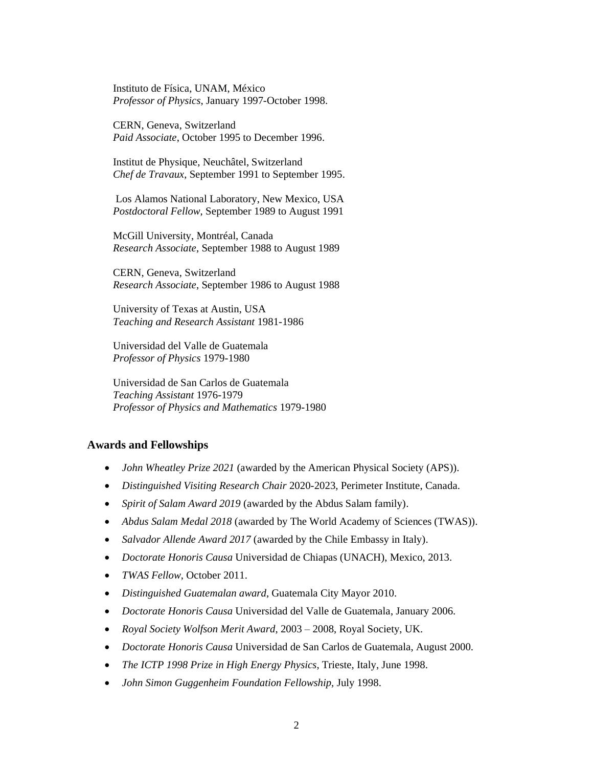Instituto de Física, UNAM, México
*Professor of Physics*, January 1997-October 1998.

CERN, Geneva, Switzerland
*Paid Associate*, October 1995 to December 1996.

Institut de Physique, Neuchâtel, Switzerland
*Chef de Travaux*, September 1991 to September 1995.

Los Alamos National Laboratory, New Mexico, USA
*Postdoctoral Fellow*, September 1989 to August 1991

McGill University, Montréal, Canada
*Research Associate*, September 1988 to August 1989

CERN, Geneva, Switzerland
*Research Associate*, September 1986 to August 1988

University of Texas at Austin, USA
*Teaching and Research Assistant* 1981-1986

Universidad del Valle de Guatemala
*Professor of Physics* 1979-1980

Universidad de San Carlos de Guatemala
*Teaching Assistant* 1976-1979
*Professor of Physics and Mathematics* 1979-1980

## Awards and Fellowships

- *John Wheatley Prize 2021* (awarded by the American Physical Society (APS)).
- *Distinguished Visiting Research Chair* 2020-2023, Perimeter Institute, Canada.
- *Spirit of Salam Award 2019* (awarded by the Abdus Salam family).
- *Abdus Salam Medal 2018* (awarded by The World Academy of Sciences (TWAS)).
- *Salvador Allende Award 2017* (awarded by the Chile Embassy in Italy).
- *Doctorate Honoris Causa* Universidad de Chiapas (UNACH), Mexico, 2013.
- *TWAS Fellow*, October 2011.
- *Distinguished Guatemalan award*, Guatemala City Mayor 2010.
- *Doctorate Honoris Causa* Universidad del Valle de Guatemala, January 2006.
- *Royal Society Wolfson Merit Award*, 2003 – 2008, Royal Society, UK.
- *Doctorate Honoris Causa* Universidad de San Carlos de Guatemala, August 2000.
- *The ICTP 1998 Prize in High Energy Physics*, Trieste, Italy, June 1998.
- *John Simon Guggenheim Foundation Fellowship,* July 1998.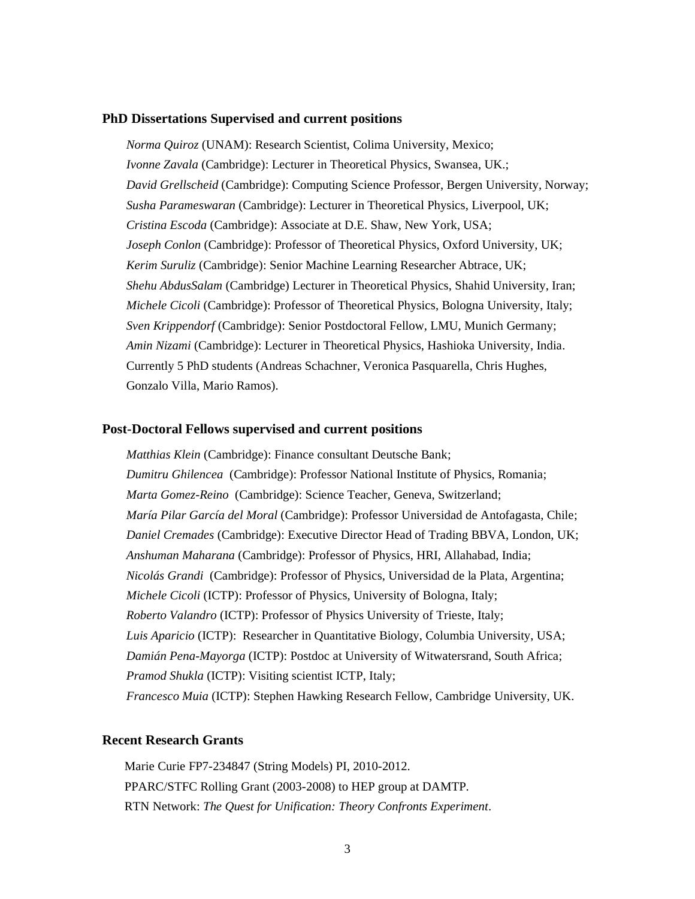### PhD Dissertations Supervised and current positions

*Norma Quiroz* (UNAM): Research Scientist, Colima University, Mexico;
*Ivonne Zavala* (Cambridge): Lecturer in Theoretical Physics, Swansea, UK.;
*David Grellscheid* (Cambridge): Computing Science Professor, Bergen University, Norway;
*Susha Parameswaran* (Cambridge): Lecturer in Theoretical Physics, Liverpool, UK;
*Cristina Escoda* (Cambridge): Associate at D.E. Shaw, New York, USA;
*Joseph Conlon* (Cambridge): Professor of Theoretical Physics, Oxford University, UK;
*Kerim Suruliz* (Cambridge): Senior Machine Learning Researcher Abtrace, UK;
*Shehu AbdusSalam* (Cambridge) Lecturer in Theoretical Physics, Shahid University, Iran;
*Michele Cicoli* (Cambridge): Professor of Theoretical Physics, Bologna University, Italy;
*Sven Krippendorf* (Cambridge): Senior Postdoctoral Fellow, LMU, Munich Germany;
*Amin Nizami* (Cambridge): Lecturer in Theoretical Physics, Hashioka University, India.
Currently 5 PhD students (Andreas Schachner, Veronica Pasquarella, Chris Hughes, Gonzalo Villa, Mario Ramos).

### Post-Doctoral Fellows supervised and current positions

*Matthias Klein* (Cambridge): Finance consultant Deutsche Bank;
*Dumitru Ghilencea* (Cambridge): Professor National Institute of Physics, Romania;
*Marta Gomez-Reino* (Cambridge): Science Teacher, Geneva, Switzerland;
*María Pilar García del Moral* (Cambridge): Professor Universidad de Antofagasta, Chile;
*Daniel Cremades* (Cambridge): Executive Director Head of Trading BBVA, London, UK;
*Anshuman Maharana* (Cambridge): Professor of Physics, HRI, Allahabad, India;
*Nicolás Grandi* (Cambridge): Professor of Physics, Universidad de la Plata, Argentina;
*Michele Cicoli* (ICTP): Professor of Physics, University of Bologna, Italy;
*Roberto Valandro* (ICTP): Professor of Physics University of Trieste, Italy;
*Luis Aparicio* (ICTP): Researcher in Quantitative Biology, Columbia University, USA;
*Damián Pena-Mayorga* (ICTP): Postdoc at University of Witwatersrand, South Africa;
*Pramod Shukla* (ICTP): Visiting scientist ICTP, Italy;
*Francesco Muia* (ICTP): Stephen Hawking Research Fellow, Cambridge University, UK.

### Recent Research Grants

Marie Curie FP7-234847 (String Models) PI, 2010-2012.
PPARC/STFC Rolling Grant (2003-2008) to HEP group at DAMTP.
RTN Network: *The Quest for Unification: Theory Confronts Experiment*.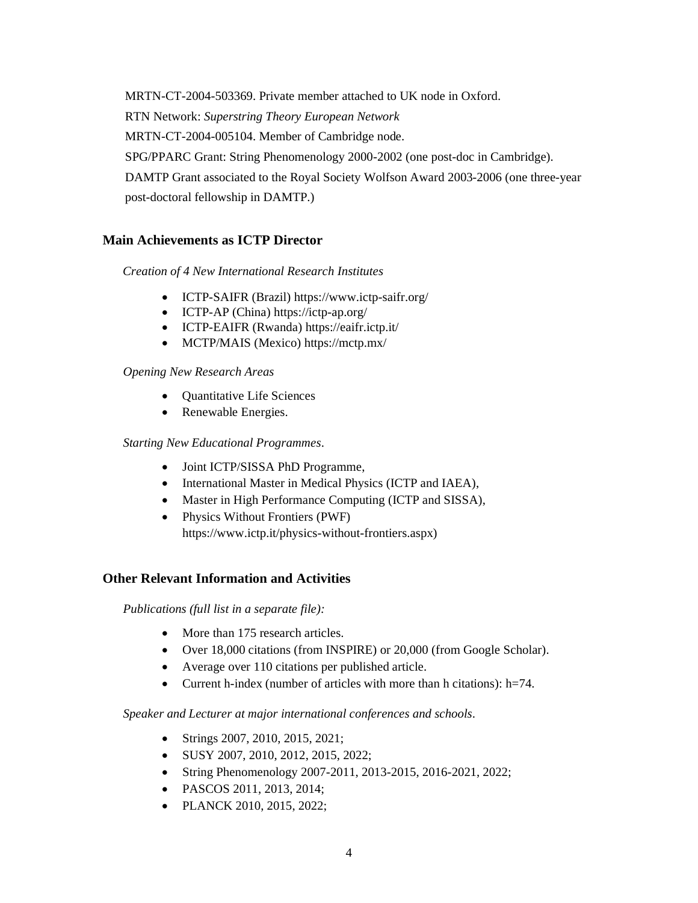MRTN-CT-2004-503369. Private member attached to UK node in Oxford.

RTN Network: *Superstring Theory European Network*

MRTN-CT-2004-005104. Member of Cambridge node.

SPG/PPARC Grant: String Phenomenology 2000-2002 (one post-doc in Cambridge).

DAMTP Grant associated to the Royal Society Wolfson Award 2003-2006 (one three-year post-doctoral fellowship in DAMTP.)

## Main Achievements as ICTP Director

*Creation of 4 New International Research Institutes*

- ICTP-SAIFR (Brazil) https://www.ictp-saifr.org/
- ICTP-AP (China) https://ictp-ap.org/
- ICTP-EAIFR (Rwanda) https://eaifr.ictp.it/
- MCTP/MAIS (Mexico) https://mctp.mx/

*Opening New Research Areas*

- Quantitative Life Sciences
- Renewable Energies.

*Starting New Educational Programmes*.

- Joint ICTP/SISSA PhD Programme,
- International Master in Medical Physics (ICTP and IAEA),
- Master in High Performance Computing (ICTP and SISSA),
- Physics Without Frontiers (PWF) https://www.ictp.it/physics-without-frontiers.aspx)

## Other Relevant Information and Activities

*Publications (full list in a separate file):*

- More than 175 research articles.
- Over 18,000 citations (from INSPIRE) or 20,000 (from Google Scholar).
- Average over 110 citations per published article.
- Current h-index (number of articles with more than h citations): h=74.

*Speaker and Lecturer at major international conferences and schools*.

- Strings 2007, 2010, 2015, 2021;
- SUSY 2007, 2010, 2012, 2015, 2022;
- String Phenomenology 2007-2011, 2013-2015, 2016-2021, 2022;
- PASCOS 2011, 2013, 2014;
- PLANCK 2010, 2015, 2022;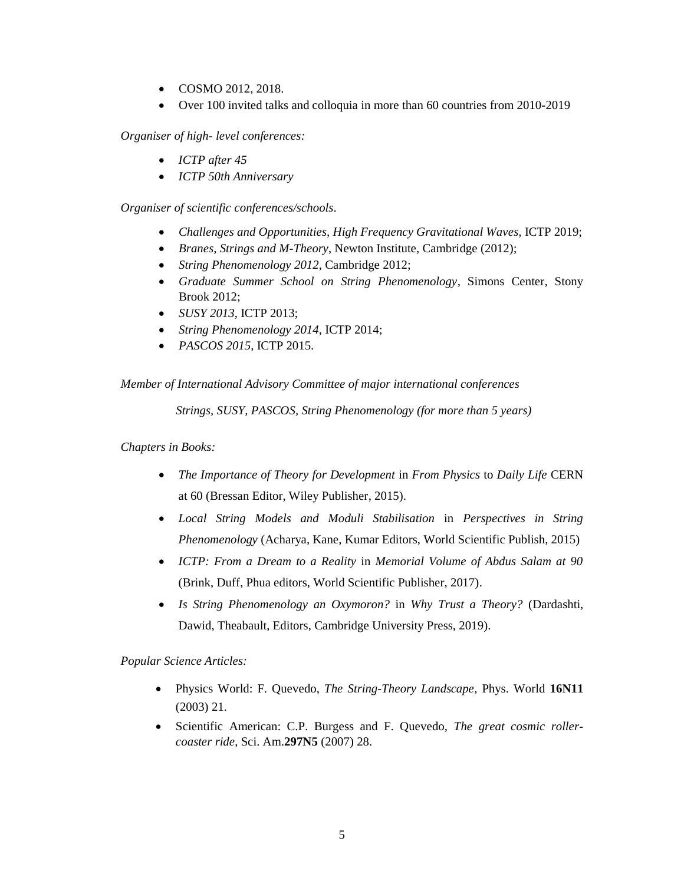- COSMO 2012, 2018.
- Over 100 invited talks and colloquia in more than 60 countries from 2010-2019

*Organiser of high- level conferences:*

- *ICTP after 45*
- *ICTP 50th Anniversary*

*Organiser of scientific conferences/schools*.

- *Challenges and Opportunities, High Frequency Gravitational Waves*, ICTP 2019;
- *Branes, Strings and M-Theory*, Newton Institute, Cambridge (2012);
- *String Phenomenology 2012*, Cambridge 2012;
- *Graduate Summer School on String Phenomenology*, Simons Center, Stony Brook 2012;
- *SUSY 2013*, ICTP 2013;
- *String Phenomenology 2014*, ICTP 2014;
- *PASCOS 2015*, ICTP 2015.

*Member of International Advisory Committee of major international conferences*

*Strings, SUSY, PASCOS, String Phenomenology (for more than 5 years)*

*Chapters in Books:*

- *The Importance of Theory for Development* in *From Physics* to *Daily Life* CERN at 60 (Bressan Editor, Wiley Publisher, 2015).
- *Local String Models and Moduli Stabilisation* in *Perspectives in String Phenomenology* (Acharya, Kane, Kumar Editors, World Scientific Publish, 2015)
- *ICTP: From a Dream to a Reality* in *Memorial Volume of Abdus Salam at 90* (Brink, Duff, Phua editors, World Scientific Publisher, 2017).
- *Is String Phenomenology an Oxymoron?* in *Why Trust a Theory?* (Dardashti, Dawid, Theabault, Editors, Cambridge University Press, 2019).

*Popular Science Articles:*

- Physics World: F. Quevedo, *The String-Theory Landscape*, Phys. World **16N11** (2003) 21.
- Scientific American: C.P. Burgess and F. Quevedo, *The great cosmic roller-coaster ride*, Sci. Am.**297N5** (2007) 28.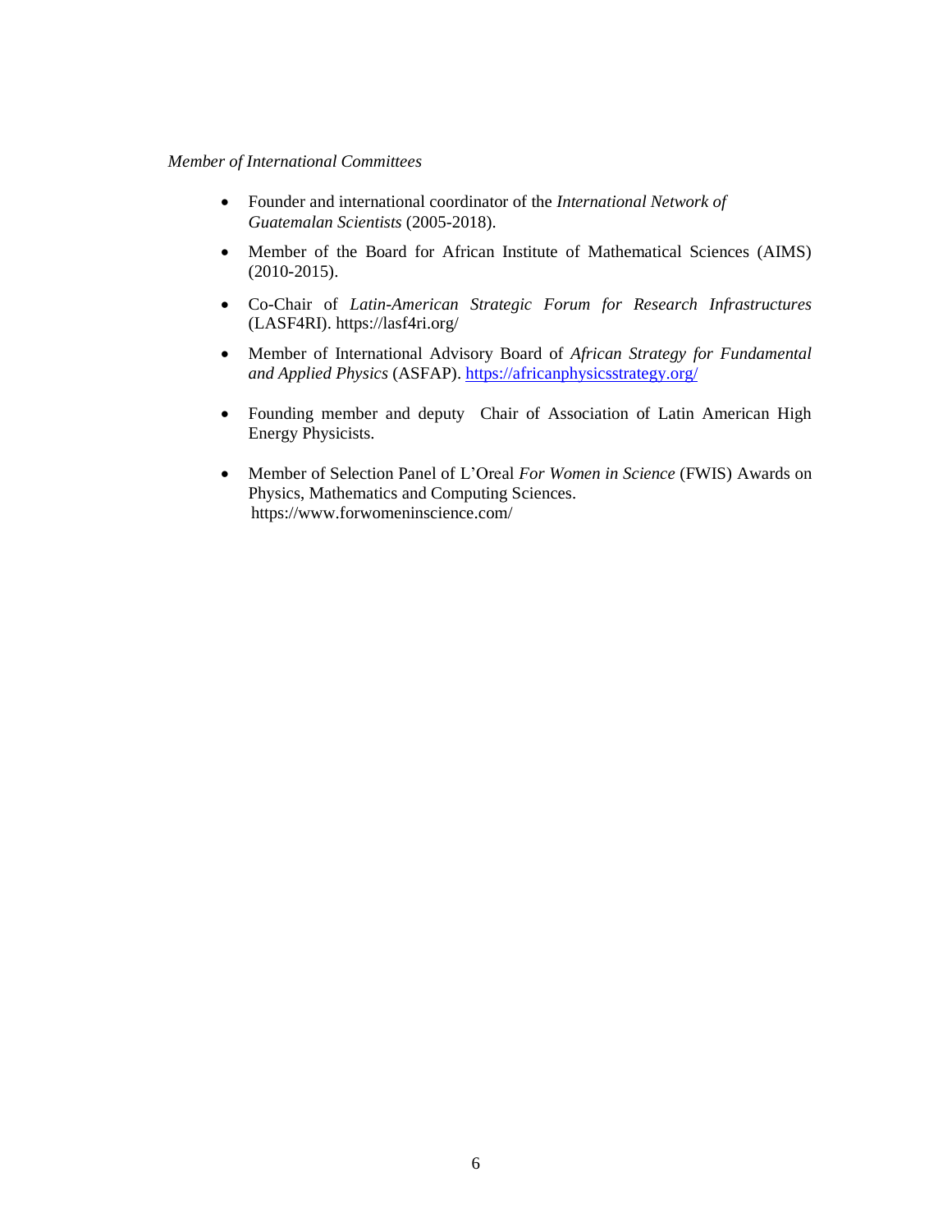*Member of International Committees*

- Founder and international coordinator of the *International Network of Guatemalan Scientists* (2005-2018).
- Member of the Board for African Institute of Mathematical Sciences (AIMS) (2010-2015).
- Co-Chair of *Latin-American Strategic Forum for Research Infrastructures* (LASF4RI). https://lasf4ri.org/
- Member of International Advisory Board of *African Strategy for Fundamental and Applied Physics* (ASFAP). https://africanphysicsstrategy.org/
- Founding member and deputy Chair of Association of Latin American High Energy Physicists.
- Member of Selection Panel of L'Oreal *For Women in Science* (FWIS) Awards on Physics, Mathematics and Computing Sciences. https://www.forwomeninscience.com/